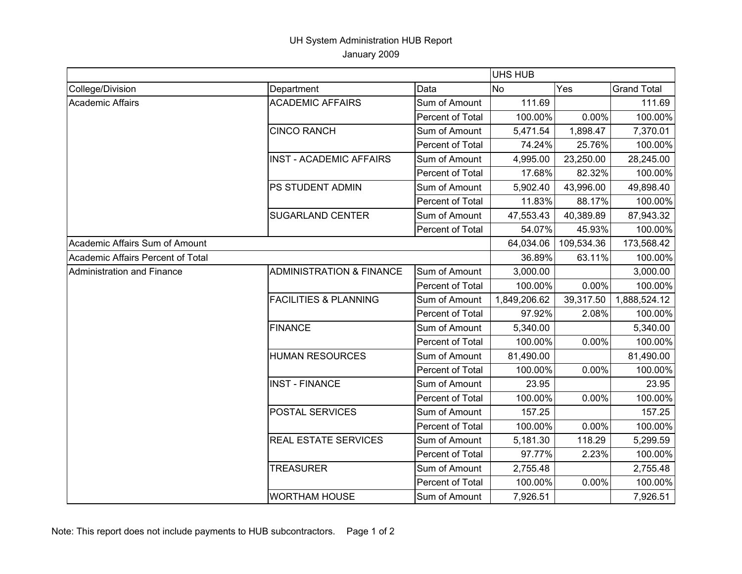# UH System Administration HUB Report

January 2009

| | | | UHS HUB | | |
|---|---|---|---|---|---|
| College/Division | Department | Data | No | Yes | Grand Total |
| Academic Affairs | ACADEMIC AFFAIRS | Sum of Amount | 111.69 | | 111.69 |
| | | Percent of Total | 100.00% | 0.00% | 100.00% |
| | CINCO RANCH | Sum of Amount | 5,471.54 | 1,898.47 | 7,370.01 |
| | | Percent of Total | 74.24% | 25.76% | 100.00% |
| | INST - ACADEMIC AFFAIRS | Sum of Amount | 4,995.00 | 23,250.00 | 28,245.00 |
| | | Percent of Total | 17.68% | 82.32% | 100.00% |
| | PS STUDENT ADMIN | Sum of Amount | 5,902.40 | 43,996.00 | 49,898.40 |
| | | Percent of Total | 11.83% | 88.17% | 100.00% |
| | SUGARLAND CENTER | Sum of Amount | 47,553.43 | 40,389.89 | 87,943.32 |
| | | Percent of Total | 54.07% | 45.93% | 100.00% |
| Academic Affairs Sum of Amount | | | 64,034.06 | 109,534.36 | 173,568.42 |
| Academic Affairs Percent of Total | | | 36.89% | 63.11% | 100.00% |
| Administration and Finance | ADMINISTRATION & FINANCE | Sum of Amount | 3,000.00 | | 3,000.00 |
| | | Percent of Total | 100.00% | 0.00% | 100.00% |
| | FACILITIES & PLANNING | Sum of Amount | 1,849,206.62 | 39,317.50 | 1,888,524.12 |
| | | Percent of Total | 97.92% | 2.08% | 100.00% |
| | FINANCE | Sum of Amount | 5,340.00 | | 5,340.00 |
| | | Percent of Total | 100.00% | 0.00% | 100.00% |
| | HUMAN RESOURCES | Sum of Amount | 81,490.00 | | 81,490.00 |
| | | Percent of Total | 100.00% | 0.00% | 100.00% |
| | INST - FINANCE | Sum of Amount | 23.95 | | 23.95 |
| | | Percent of Total | 100.00% | 0.00% | 100.00% |
| | POSTAL SERVICES | Sum of Amount | 157.25 | | 157.25 |
| | | Percent of Total | 100.00% | 0.00% | 100.00% |
| | REAL ESTATE SERVICES | Sum of Amount | 5,181.30 | 118.29 | 5,299.59 |
| | | Percent of Total | 97.77% | 2.23% | 100.00% |
| | TREASURER | Sum of Amount | 2,755.48 | | 2,755.48 |
| | | Percent of Total | 100.00% | 0.00% | 100.00% |
| | WORTHAM HOUSE | Sum of Amount | 7,926.51 | | 7,926.51 |

Note: This report does not include payments to HUB subcontractors.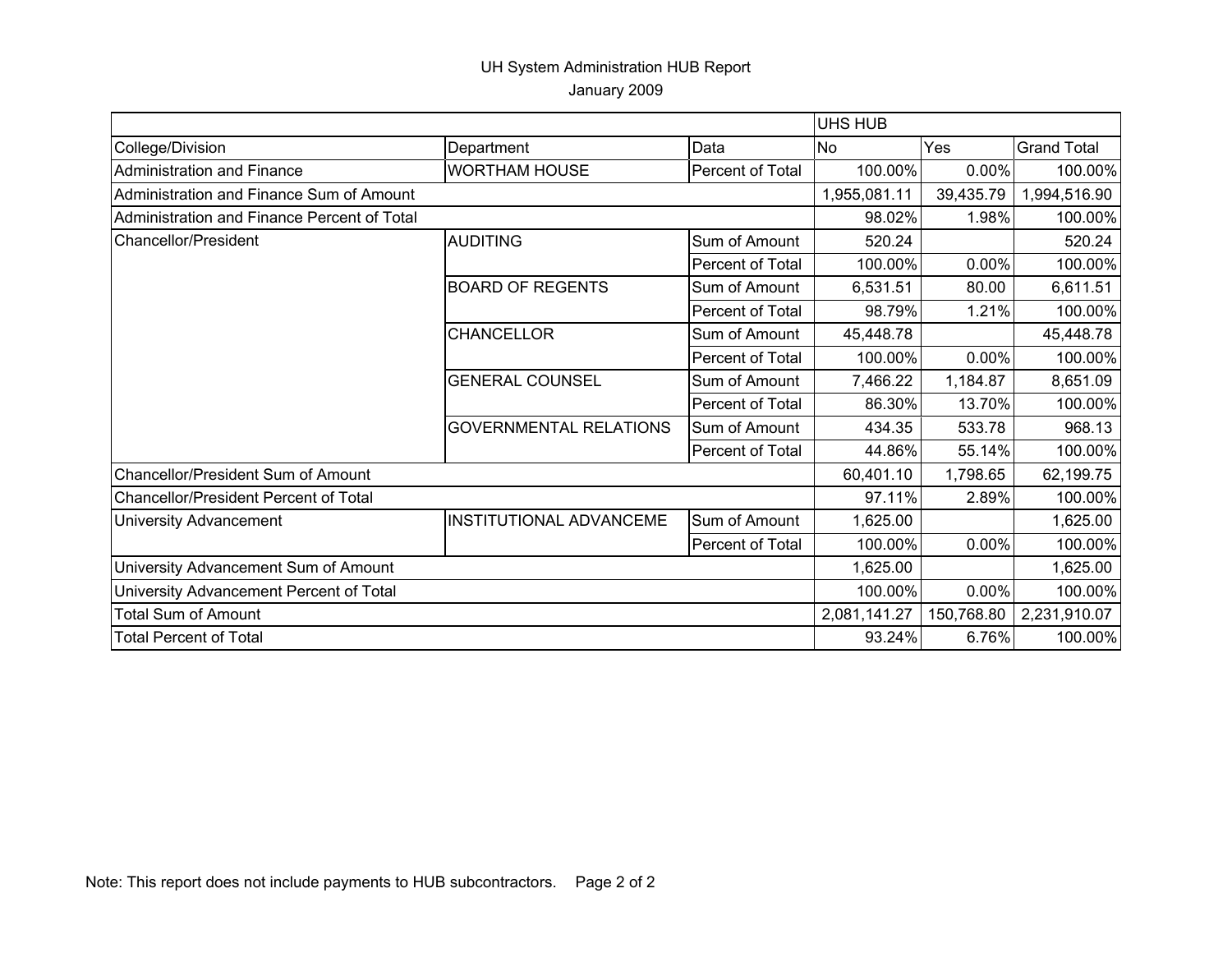UH System Administration HUB Report

January 2009

| | | | UHS HUB | | |
|---|---|---|---|---|---|
| College/Division | Department | Data | No | Yes | Grand Total |
| Administration and Finance | WORTHAM HOUSE | Percent of Total | 100.00% | 0.00% | 100.00% |
| Administration and Finance Sum of Amount | | | 1,955,081.11 | 39,435.79 | 1,994,516.90 |
| Administration and Finance Percent of Total | | | 98.02% | 1.98% | 100.00% |
| Chancellor/President | AUDITING | Sum of Amount | 520.24 | | 520.24 |
| | | Percent of Total | 100.00% | 0.00% | 100.00% |
| | BOARD OF REGENTS | Sum of Amount | 6,531.51 | 80.00 | 6,611.51 |
| | | Percent of Total | 98.79% | 1.21% | 100.00% |
| | CHANCELLOR | Sum of Amount | 45,448.78 | | 45,448.78 |
| | | Percent of Total | 100.00% | 0.00% | 100.00% |
| | GENERAL COUNSEL | Sum of Amount | 7,466.22 | 1,184.87 | 8,651.09 |
| | | Percent of Total | 86.30% | 13.70% | 100.00% |
| | GOVERNMENTAL RELATIONS | Sum of Amount | 434.35 | 533.78 | 968.13 |
| | | Percent of Total | 44.86% | 55.14% | 100.00% |
| Chancellor/President Sum of Amount | | | 60,401.10 | 1,798.65 | 62,199.75 |
| Chancellor/President Percent of Total | | | 97.11% | 2.89% | 100.00% |
| University Advancement | INSTITUTIONAL ADVANCEME | Sum of Amount | 1,625.00 | | 1,625.00 |
| | | Percent of Total | 100.00% | 0.00% | 100.00% |
| University Advancement Sum of Amount | | | 1,625.00 | | 1,625.00 |
| University Advancement Percent of Total | | | 100.00% | 0.00% | 100.00% |
| Total Sum of Amount | | | 2,081,141.27 | 150,768.80 | 2,231,910.07 |
| Total Percent of Total | | | 93.24% | 6.76% | 100.00% |

Note: This report does not include payments to HUB subcontractors.